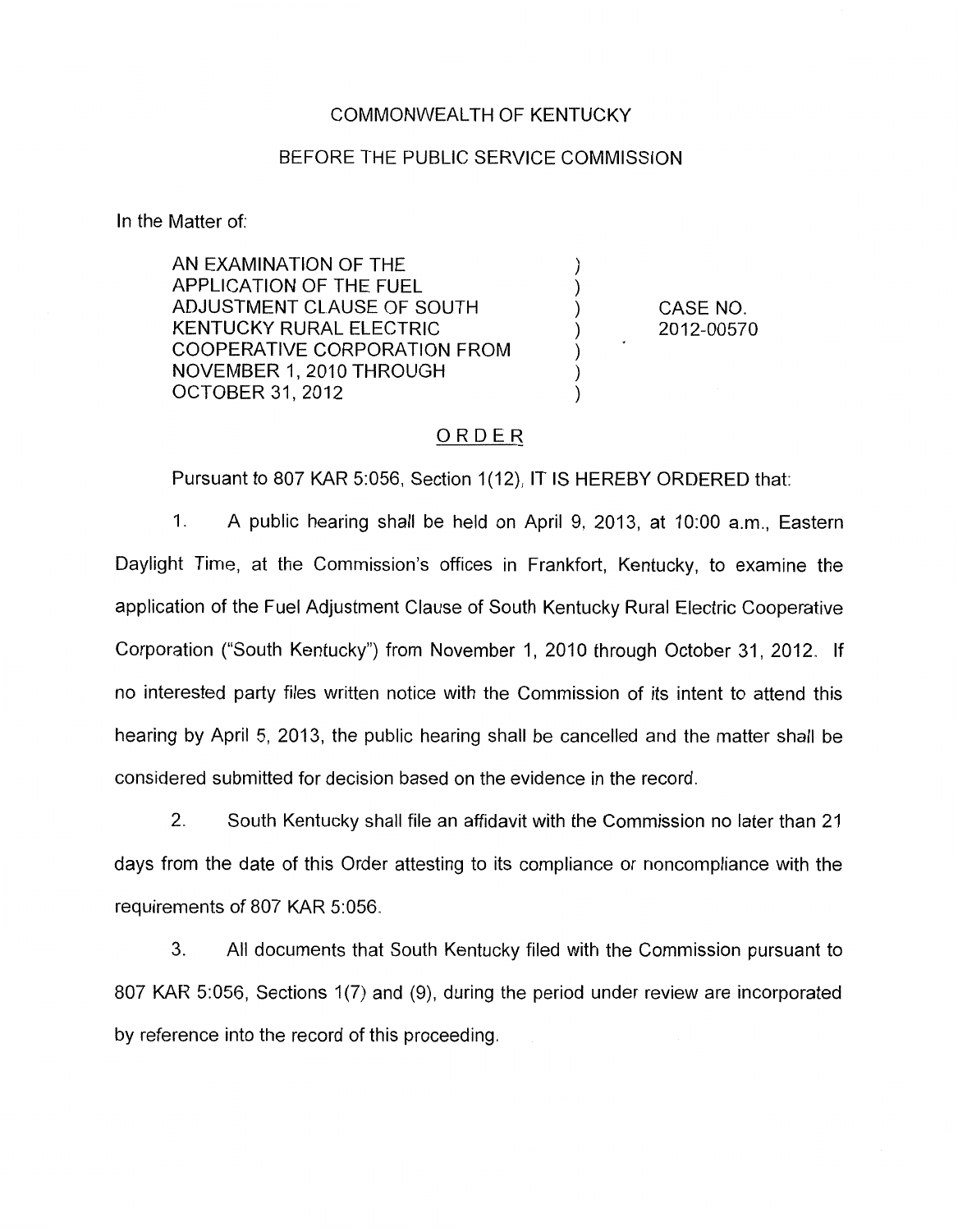COMMONWEALTH OF KENTUCKY

BEFORE THE PUBLIC SERVICE COMMISSION

In the Matter of:

| | | |
|---|---|---|
| AN EXAMINATION OF THE APPLICATION OF THE FUEL ADJUSTMENT CLAUSE OF SOUTH KENTUCKY RURAL ELECTRIC COOPERATIVE CORPORATION FROM NOVEMBER 1, 2010 THROUGH OCTOBER 31, 2012 | ) | CASE NO. 2012-00570 |

## ORDER

Pursuant to 807 KAR 5:056, Section 1(12), IT IS HEREBY ORDERED that:

1. A public hearing shall be held on April 9, 2013, at 10:00 a.m., Eastern Daylight Time, at the Commission's offices in Frankfort, Kentucky, to examine the application of the Fuel Adjustment Clause of South Kentucky Rural Electric Cooperative Corporation ("South Kentucky") from November 1, 2010 through October 31, 2012. If no interested party files written notice with the Commission of its intent to attend this hearing by April 5, 2013, the public hearing shall be cancelled and the matter shall be considered submitted for decision based on the evidence in the record.

2. South Kentucky shall file an affidavit with the Commission no later than 21 days from the date of this Order attesting to its compliance or noncompliance with the requirements of 807 KAR 5:056.

3. All documents that South Kentucky filed with the Commission pursuant to 807 KAR 5:056, Sections 1(7) and (9), during the period under review are incorporated by reference into the record of this proceeding.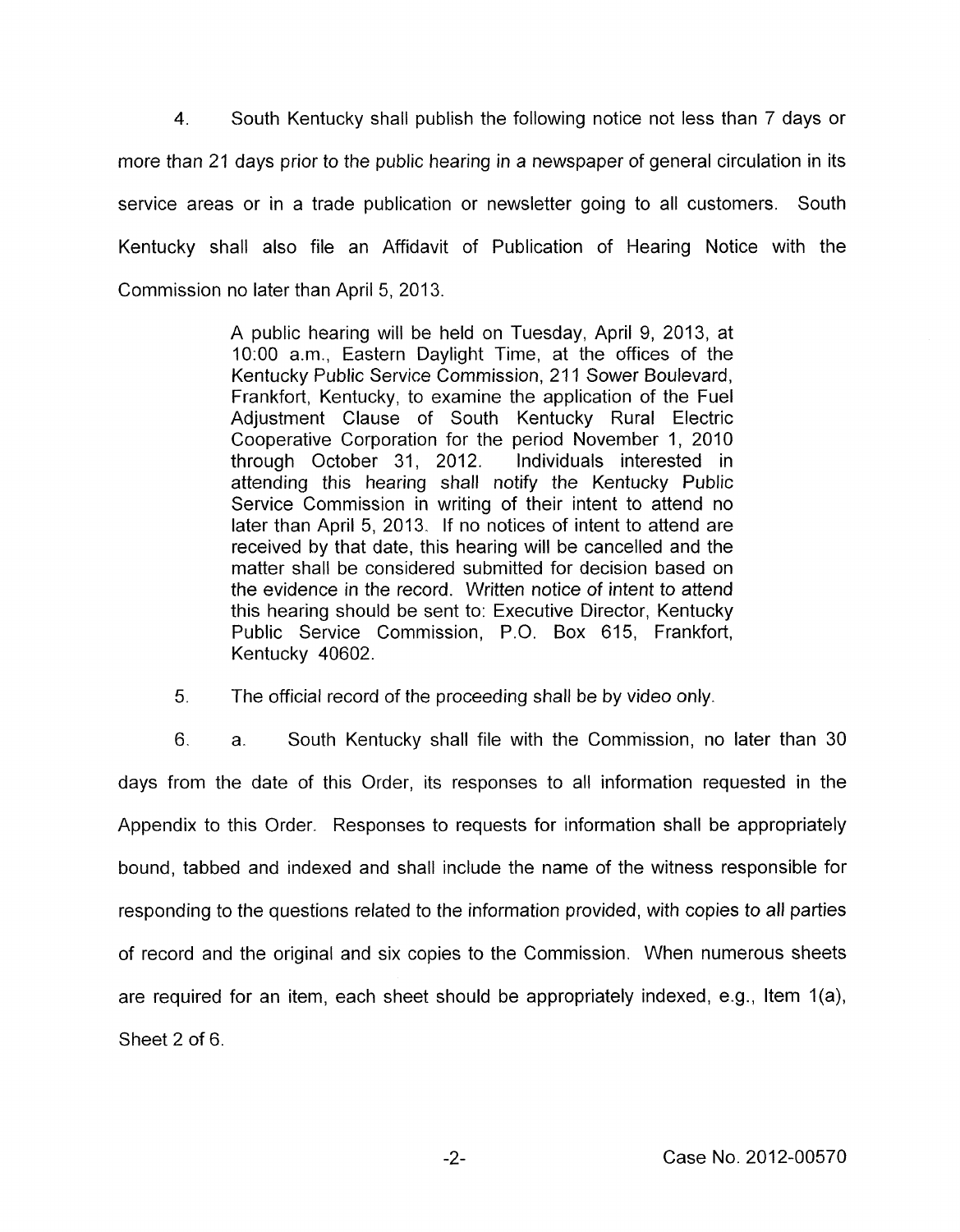4. South Kentucky shall publish the following notice not less than 7 days or more than 21 days prior to the public hearing in a newspaper of general circulation in its service areas or in a trade publication or newsletter going to all customers. South Kentucky shall also file an Affidavit of Publication of Hearing Notice with the Commission no later than April 5, 2013.

> A public hearing will be held on Tuesday, April 9, 2013, at 10:00 a.m., Eastern Daylight Time, at the offices of the Kentucky Public Service Commission, 211 Sower Boulevard, Frankfort, Kentucky, to examine the application of the Fuel Adjustment Clause of South Kentucky Rural Electric Cooperative Corporation for the period November 1, 2010 through October 31, 2012. Individuals interested in attending this hearing shall notify the Kentucky Public Service Commission in writing of their intent to attend no later than April 5, 2013. If no notices of intent to attend are received by that date, this hearing will be cancelled and the matter shall be considered submitted for decision based on the evidence in the record. Written notice of intent to attend this hearing should be sent to: Executive Director, Kentucky Public Service Commission, P.O. Box 615, Frankfort, Kentucky 40602.

5. The official record of the proceeding shall be by video only.

6. a. South Kentucky shall file with the Commission, no later than 30 days from the date of this Order, its responses to all information requested in the Appendix to this Order. Responses to requests for information shall be appropriately bound, tabbed and indexed and shall include the name of the witness responsible for responding to the questions related to the information provided, with copies to all parties of record and the original and six copies to the Commission. When numerous sheets are required for an item, each sheet should be appropriately indexed, e.g., Item 1(a), Sheet 2 of 6.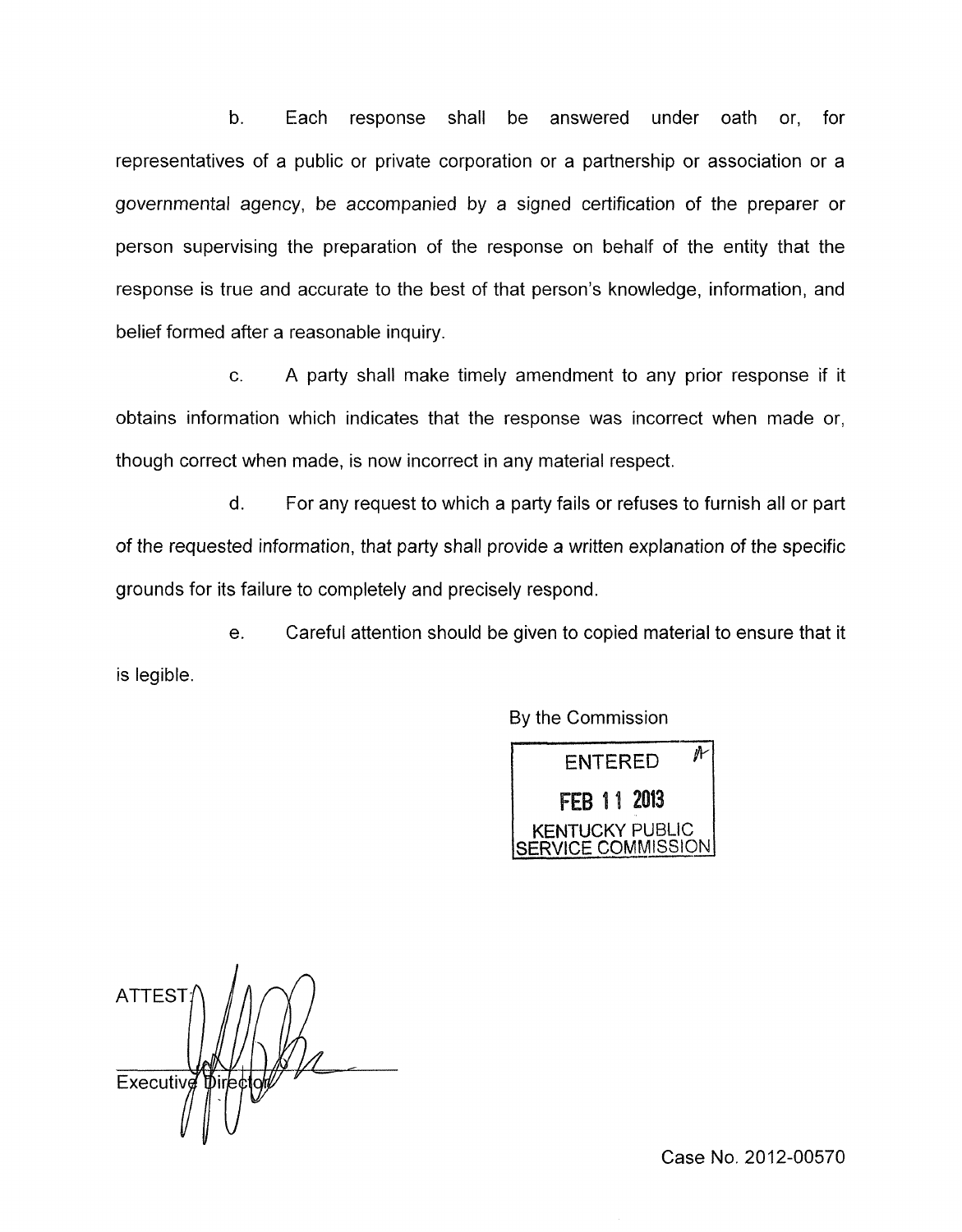b. Each response shall be answered under oath or, for representatives of a public or private corporation or a partnership or association or a governmental agency, be accompanied by a signed certification of the preparer or person supervising the preparation of the response on behalf of the entity that the response is true and accurate to the best of that person's knowledge, information, and belief formed after a reasonable inquiry.

c. A party shall make timely amendment to any prior response if it obtains information which indicates that the response was incorrect when made or, though correct when made, is now incorrect in any material respect.

d. For any request to which a party fails or refuses to furnish all or part of the requested information, that party shall provide a written explanation of the specific grounds for its failure to completely and precisely respond.

e. Careful attention should be given to copied material to ensure that it is legible.

By the Commission

ENTERED
FEB 11 2013
KENTUCKY PUBLIC SERVICE COMMISSION

ATTEST:

Executive Director

Case No. 2012-00570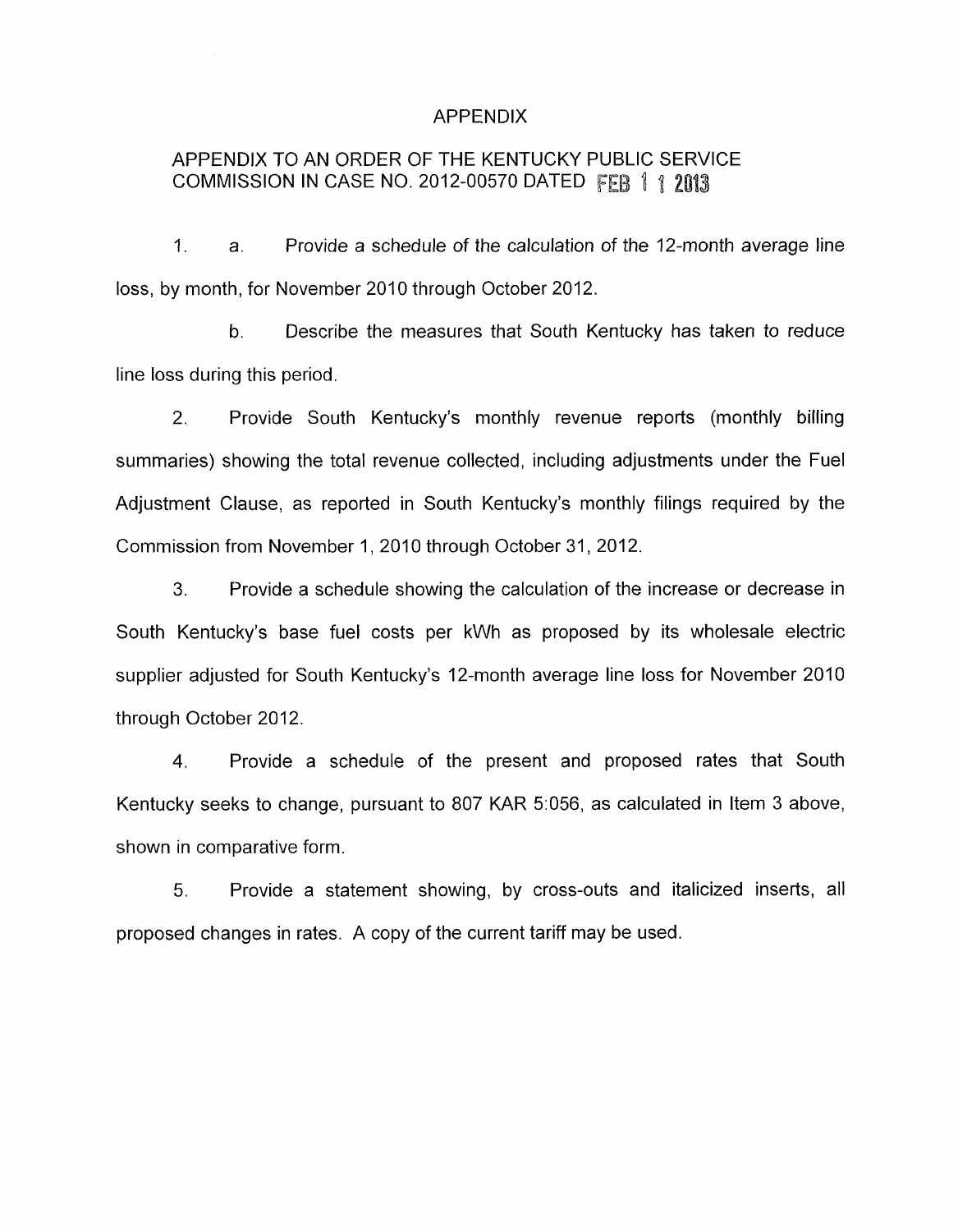# APPENDIX

## APPENDIX TO AN ORDER OF THE KENTUCKY PUBLIC SERVICE COMMISSION IN CASE NO. 2012-00570 DATED FEB 11 2013

1. a. Provide a schedule of the calculation of the 12-month average line loss, by month, for November 2010 through October 2012.

   b. Describe the measures that South Kentucky has taken to reduce line loss during this period.

2. Provide South Kentucky's monthly revenue reports (monthly billing summaries) showing the total revenue collected, including adjustments under the Fuel Adjustment Clause, as reported in South Kentucky's monthly filings required by the Commission from November 1, 2010 through October 31, 2012.

3. Provide a schedule showing the calculation of the increase or decrease in South Kentucky's base fuel costs per kWh as proposed by its wholesale electric supplier adjusted for South Kentucky's 12-month average line loss for November 2010 through October 2012.

4. Provide a schedule of the present and proposed rates that South Kentucky seeks to change, pursuant to 807 KAR 5:056, as calculated in Item 3 above, shown in comparative form.

5. Provide a statement showing, by cross-outs and italicized inserts, all proposed changes in rates. A copy of the current tariff may be used.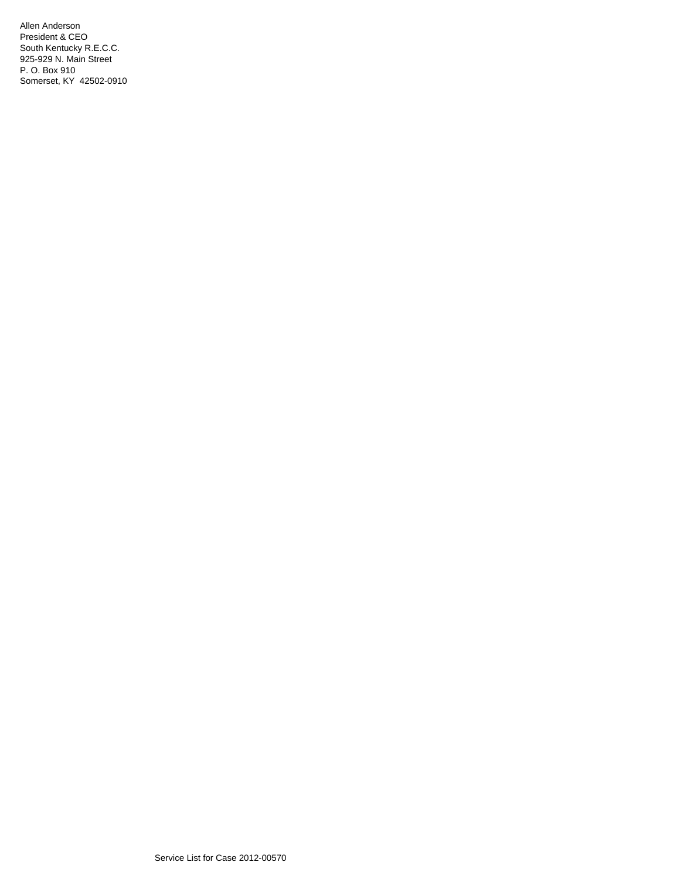Allen Anderson
President & CEO
South Kentucky R.E.C.C.
925-929 N. Main Street
P. O. Box 910
Somerset, KY  42502-0910